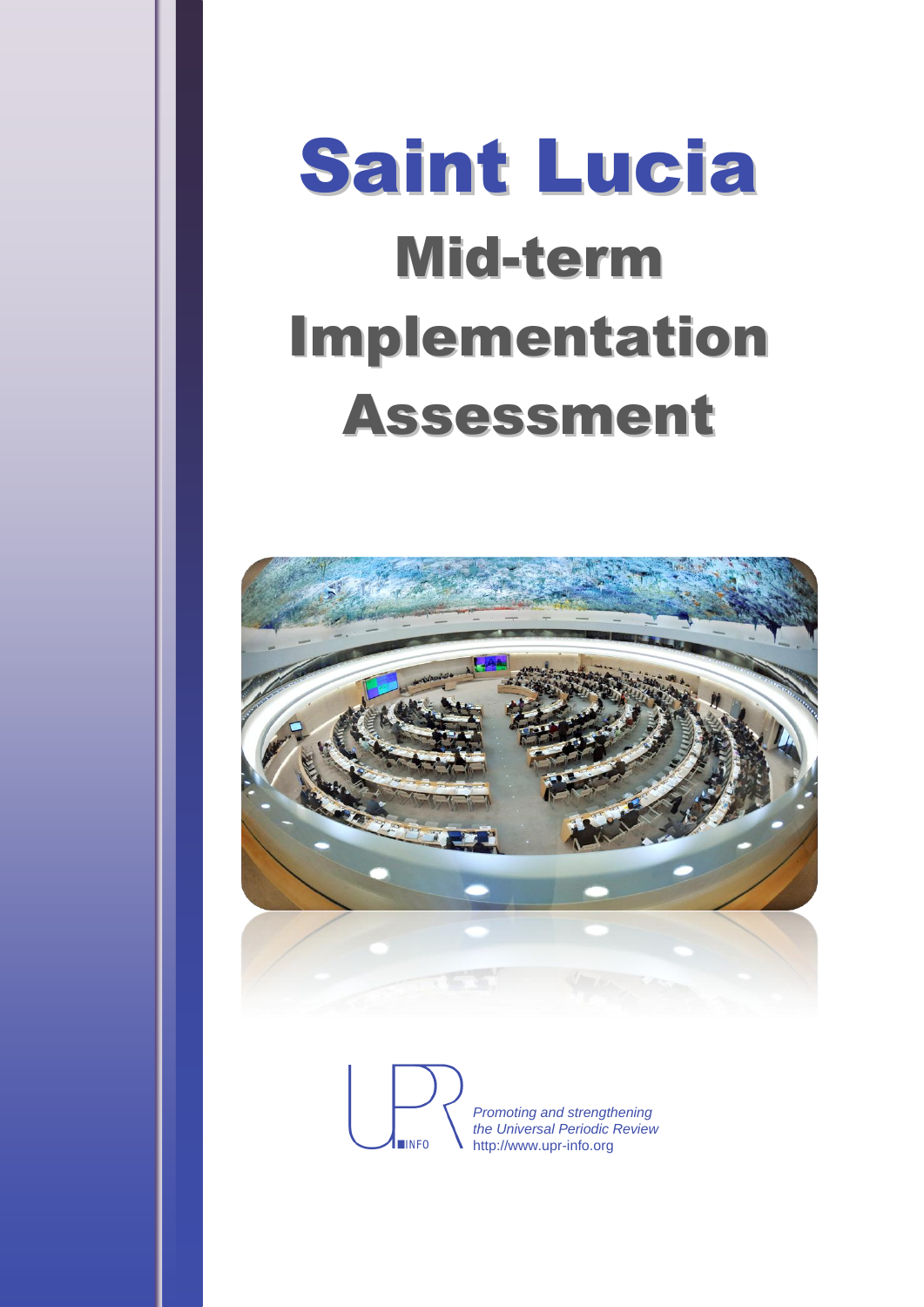# Saint Lucia

# Mid-term Implementation Assessment

*Promoting and strengthening the Universal Periodic Review*
http://www.upr-info.org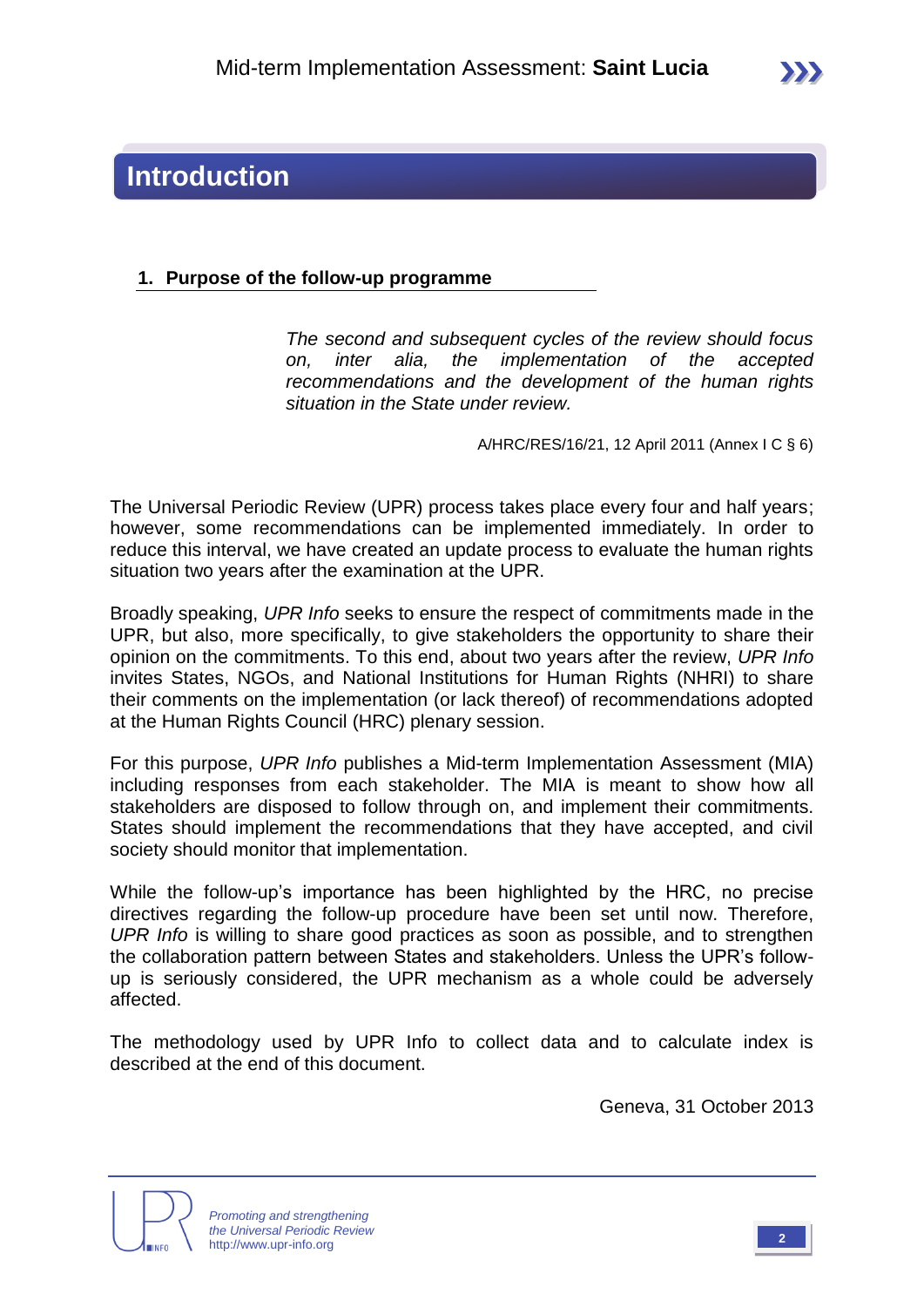# Introduction

## 1. Purpose of the follow-up programme

> *The second and subsequent cycles of the review should focus on, inter alia, the implementation of the accepted recommendations and the development of the human rights situation in the State under review.*
>
> A/HRC/RES/16/21, 12 April 2011 (Annex I C § 6)

The Universal Periodic Review (UPR) process takes place every four and half years; however, some recommendations can be implemented immediately. In order to reduce this interval, we have created an update process to evaluate the human rights situation two years after the examination at the UPR.

Broadly speaking, *UPR Info* seeks to ensure the respect of commitments made in the UPR, but also, more specifically, to give stakeholders the opportunity to share their opinion on the commitments. To this end, about two years after the review, *UPR Info* invites States, NGOs, and National Institutions for Human Rights (NHRI) to share their comments on the implementation (or lack thereof) of recommendations adopted at the Human Rights Council (HRC) plenary session.

For this purpose, *UPR Info* publishes a Mid-term Implementation Assessment (MIA) including responses from each stakeholder. The MIA is meant to show how all stakeholders are disposed to follow through on, and implement their commitments. States should implement the recommendations that they have accepted, and civil society should monitor that implementation.

While the follow-up's importance has been highlighted by the HRC, no precise directives regarding the follow-up procedure have been set until now. Therefore, *UPR Info* is willing to share good practices as soon as possible, and to strengthen the collaboration pattern between States and stakeholders. Unless the UPR's follow-up is seriously considered, the UPR mechanism as a whole could be adversely affected.

The methodology used by UPR Info to collect data and to calculate index is described at the end of this document.

Geneva, 31 October 2013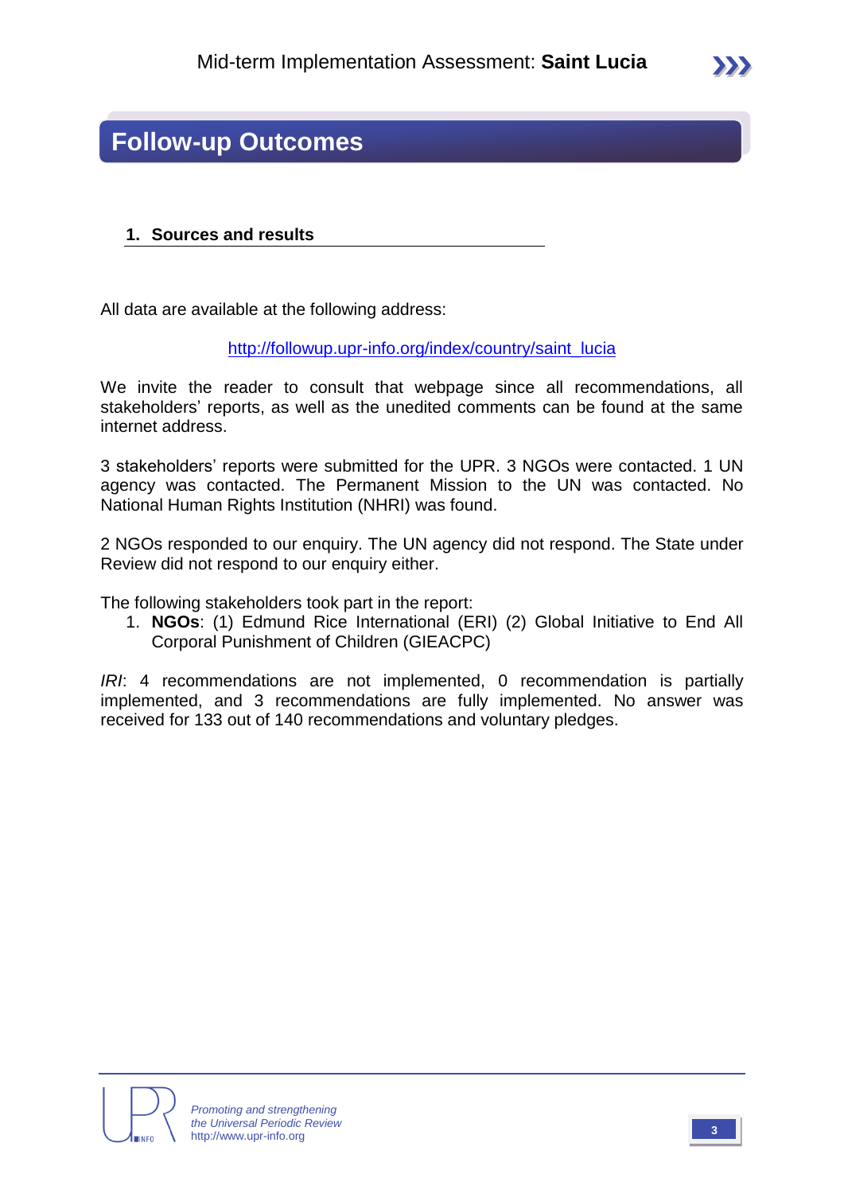# Follow-up Outcomes

## 1. Sources and results

All data are available at the following address:

http://followup.upr-info.org/index/country/saint_lucia

We invite the reader to consult that webpage since all recommendations, all stakeholders' reports, as well as the unedited comments can be found at the same internet address.

3 stakeholders' reports were submitted for the UPR. 3 NGOs were contacted. 1 UN agency was contacted. The Permanent Mission to the UN was contacted. No National Human Rights Institution (NHRI) was found.

2 NGOs responded to our enquiry. The UN agency did not respond. The State under Review did not respond to our enquiry either.

The following stakeholders took part in the report:

1. **NGOs**: (1) Edmund Rice International (ERI) (2) Global Initiative to End All Corporal Punishment of Children (GIEACPC)

*IRI*: 4 recommendations are not implemented, 0 recommendation is partially implemented, and 3 recommendations are fully implemented. No answer was received for 133 out of 140 recommendations and voluntary pledges.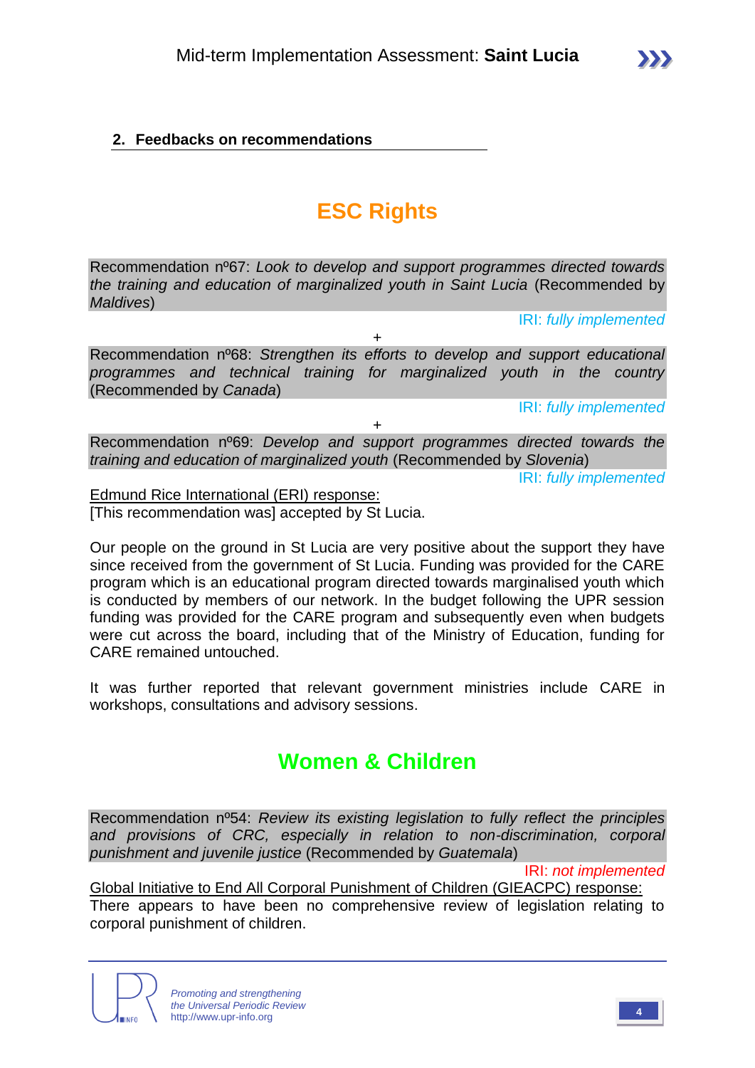## 2. Feedbacks on recommendations

# ESC Rights

Recommendation nº67: *Look to develop and support programmes directed towards the training and education of marginalized youth in Saint Lucia* (Recommended by *Maldives*)

IRI: *fully implemented*

+

Recommendation nº68: *Strengthen its efforts to develop and support educational programmes and technical training for marginalized youth in the country* (Recommended by *Canada*)

IRI: *fully implemented*

+

Recommendation nº69: *Develop and support programmes directed towards the training and education of marginalized youth* (Recommended by *Slovenia*)

IRI: *fully implemented*

Edmund Rice International (ERI) response:
[This recommendation was] accepted by St Lucia.

Our people on the ground in St Lucia are very positive about the support they have since received from the government of St Lucia. Funding was provided for the CARE program which is an educational program directed towards marginalised youth which is conducted by members of our network. In the budget following the UPR session funding was provided for the CARE program and subsequently even when budgets were cut across the board, including that of the Ministry of Education, funding for CARE remained untouched.

It was further reported that relevant government ministries include CARE in workshops, consultations and advisory sessions.

# Women & Children

Recommendation nº54: *Review its existing legislation to fully reflect the principles and provisions of CRC, especially in relation to non-discrimination, corporal punishment and juvenile justice* (Recommended by *Guatemala*)

IRI: *not implemented*

Global Initiative to End All Corporal Punishment of Children (GIEACPC) response:
There appears to have been no comprehensive review of legislation relating to corporal punishment of children.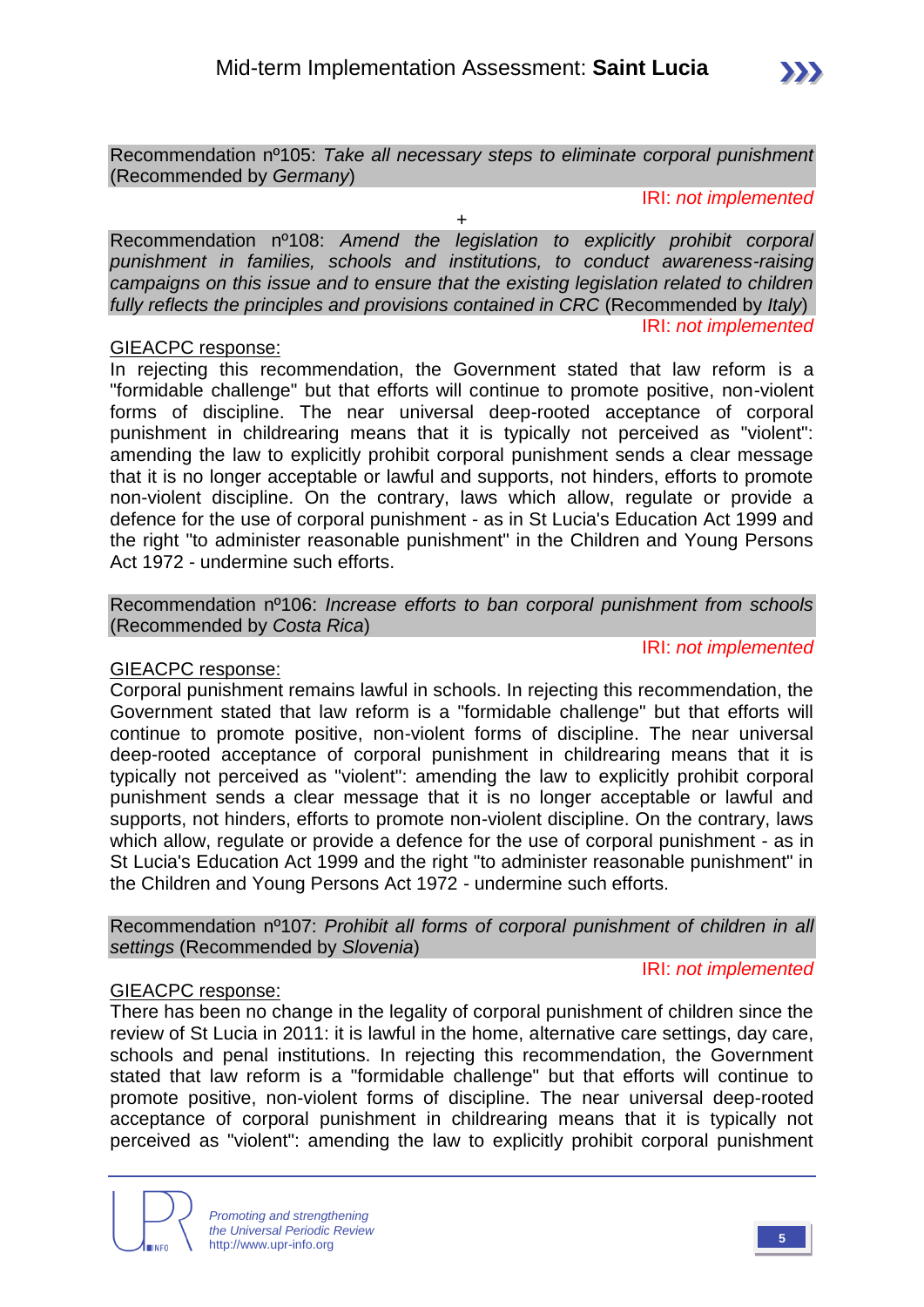Recommendation nº105: *Take all necessary steps to eliminate corporal punishment* (Recommended by *Germany*)

IRI: *not implemented*

+

Recommendation nº108: *Amend the legislation to explicitly prohibit corporal punishment in families, schools and institutions, to conduct awareness-raising campaigns on this issue and to ensure that the existing legislation related to children fully reflects the principles and provisions contained in CRC* (Recommended by *Italy*)

IRI: *not implemented*

<u>GIEACPC response:</u>
In rejecting this recommendation, the Government stated that law reform is a "formidable challenge" but that efforts will continue to promote positive, non-violent forms of discipline. The near universal deep-rooted acceptance of corporal punishment in childrearing means that it is typically not perceived as "violent": amending the law to explicitly prohibit corporal punishment sends a clear message that it is no longer acceptable or lawful and supports, not hinders, efforts to promote non-violent discipline. On the contrary, laws which allow, regulate or provide a defence for the use of corporal punishment - as in St Lucia's Education Act 1999 and the right "to administer reasonable punishment" in the Children and Young Persons Act 1972 - undermine such efforts.

Recommendation nº106: *Increase efforts to ban corporal punishment from schools* (Recommended by *Costa Rica*)

IRI: *not implemented*

<u>GIEACPC response:</u>
Corporal punishment remains lawful in schools. In rejecting this recommendation, the Government stated that law reform is a "formidable challenge" but that efforts will continue to promote positive, non-violent forms of discipline. The near universal deep-rooted acceptance of corporal punishment in childrearing means that it is typically not perceived as "violent": amending the law to explicitly prohibit corporal punishment sends a clear message that it is no longer acceptable or lawful and supports, not hinders, efforts to promote non-violent discipline. On the contrary, laws which allow, regulate or provide a defence for the use of corporal punishment - as in St Lucia's Education Act 1999 and the right "to administer reasonable punishment" in the Children and Young Persons Act 1972 - undermine such efforts.

Recommendation nº107: *Prohibit all forms of corporal punishment of children in all settings* (Recommended by *Slovenia*)

IRI: *not implemented*

<u>GIEACPC response:</u>
There has been no change in the legality of corporal punishment of children since the review of St Lucia in 2011: it is lawful in the home, alternative care settings, day care, schools and penal institutions. In rejecting this recommendation, the Government stated that law reform is a "formidable challenge" but that efforts will continue to promote positive, non-violent forms of discipline. The near universal deep-rooted acceptance of corporal punishment in childrearing means that it is typically not perceived as "violent": amending the law to explicitly prohibit corporal punishment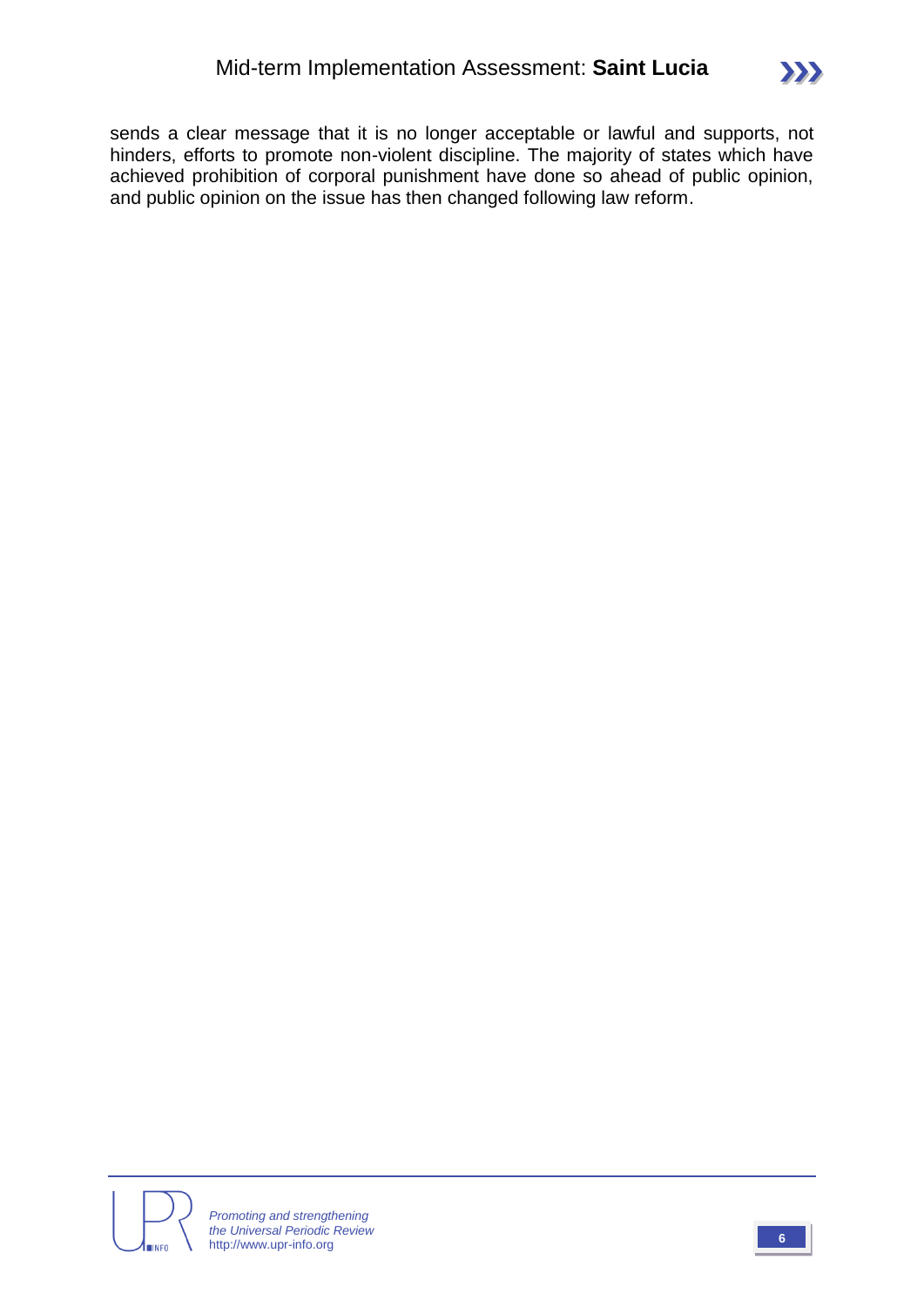sends a clear message that it is no longer acceptable or lawful and supports, not hinders, efforts to promote non-violent discipline. The majority of states which have achieved prohibition of corporal punishment have done so ahead of public opinion, and public opinion on the issue has then changed following law reform.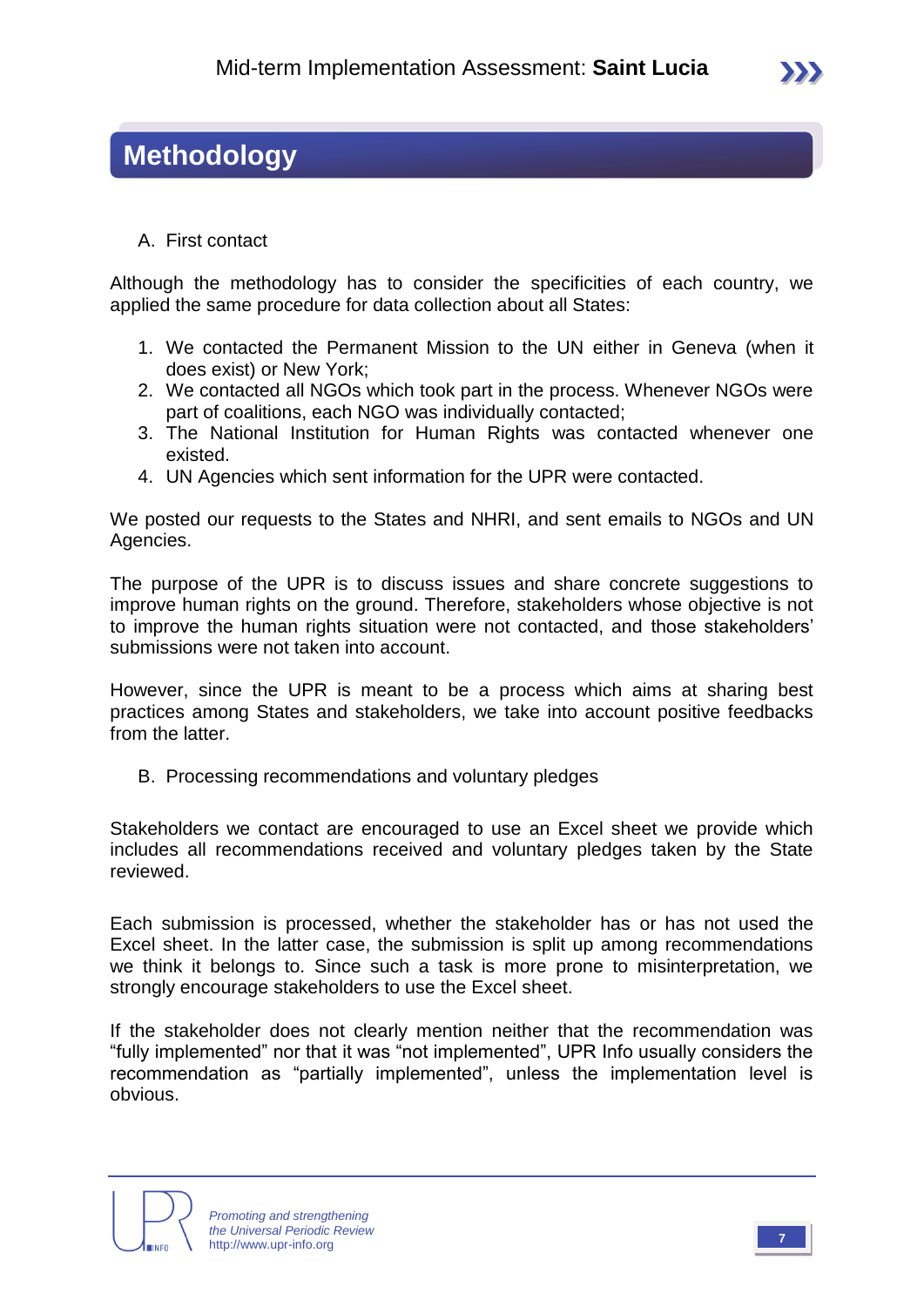# Methodology

A. First contact

Although the methodology has to consider the specificities of each country, we applied the same procedure for data collection about all States:

1. We contacted the Permanent Mission to the UN either in Geneva (when it does exist) or New York;
2. We contacted all NGOs which took part in the process. Whenever NGOs were part of coalitions, each NGO was individually contacted;
3. The National Institution for Human Rights was contacted whenever one existed.
4. UN Agencies which sent information for the UPR were contacted.

We posted our requests to the States and NHRI, and sent emails to NGOs and UN Agencies.

The purpose of the UPR is to discuss issues and share concrete suggestions to improve human rights on the ground. Therefore, stakeholders whose objective is not to improve the human rights situation were not contacted, and those stakeholders' submissions were not taken into account.

However, since the UPR is meant to be a process which aims at sharing best practices among States and stakeholders, we take into account positive feedbacks from the latter.

B. Processing recommendations and voluntary pledges

Stakeholders we contact are encouraged to use an Excel sheet we provide which includes all recommendations received and voluntary pledges taken by the State reviewed.

Each submission is processed, whether the stakeholder has or has not used the Excel sheet. In the latter case, the submission is split up among recommendations we think it belongs to. Since such a task is more prone to misinterpretation, we strongly encourage stakeholders to use the Excel sheet.

If the stakeholder does not clearly mention neither that the recommendation was "fully implemented" nor that it was "not implemented", UPR Info usually considers the recommendation as "partially implemented", unless the implementation level is obvious.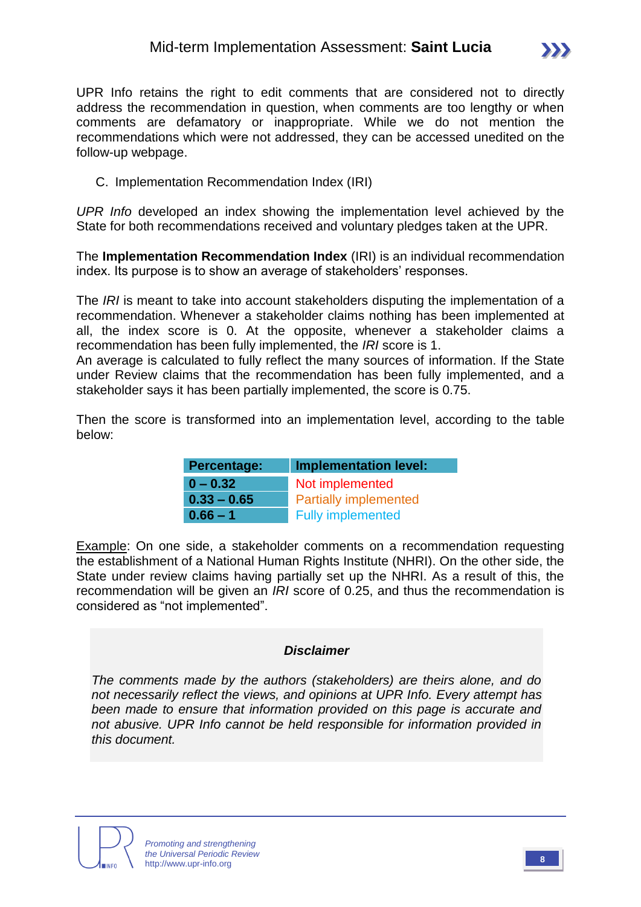UPR Info retains the right to edit comments that are considered not to directly address the recommendation in question, when comments are too lengthy or when comments are defamatory or inappropriate. While we do not mention the recommendations which were not addressed, they can be accessed unedited on the follow-up webpage.

C. Implementation Recommendation Index (IRI)

*UPR Info* developed an index showing the implementation level achieved by the State for both recommendations received and voluntary pledges taken at the UPR.

The **Implementation Recommendation Index** (IRI) is an individual recommendation index. Its purpose is to show an average of stakeholders' responses.

The *IRI* is meant to take into account stakeholders disputing the implementation of a recommendation. Whenever a stakeholder claims nothing has been implemented at all, the index score is 0. At the opposite, whenever a stakeholder claims a recommendation has been fully implemented, the *IRI* score is 1.
An average is calculated to fully reflect the many sources of information. If the State under Review claims that the recommendation has been fully implemented, and a stakeholder says it has been partially implemented, the score is 0.75.

Then the score is transformed into an implementation level, according to the table below:

| Percentage: | Implementation level: |
|---|---|
| 0 – 0.32 | Not implemented |
| 0.33 – 0.65 | Partially implemented |
| 0.66 – 1 | Fully implemented |

Example: On one side, a stakeholder comments on a recommendation requesting the establishment of a National Human Rights Institute (NHRI). On the other side, the State under review claims having partially set up the NHRI. As a result of this, the recommendation will be given an *IRI* score of 0.25, and thus the recommendation is considered as "not implemented".

***Disclaimer***

*The comments made by the authors (stakeholders) are theirs alone, and do not necessarily reflect the views, and opinions at UPR Info. Every attempt has been made to ensure that information provided on this page is accurate and not abusive. UPR Info cannot be held responsible for information provided in this document.*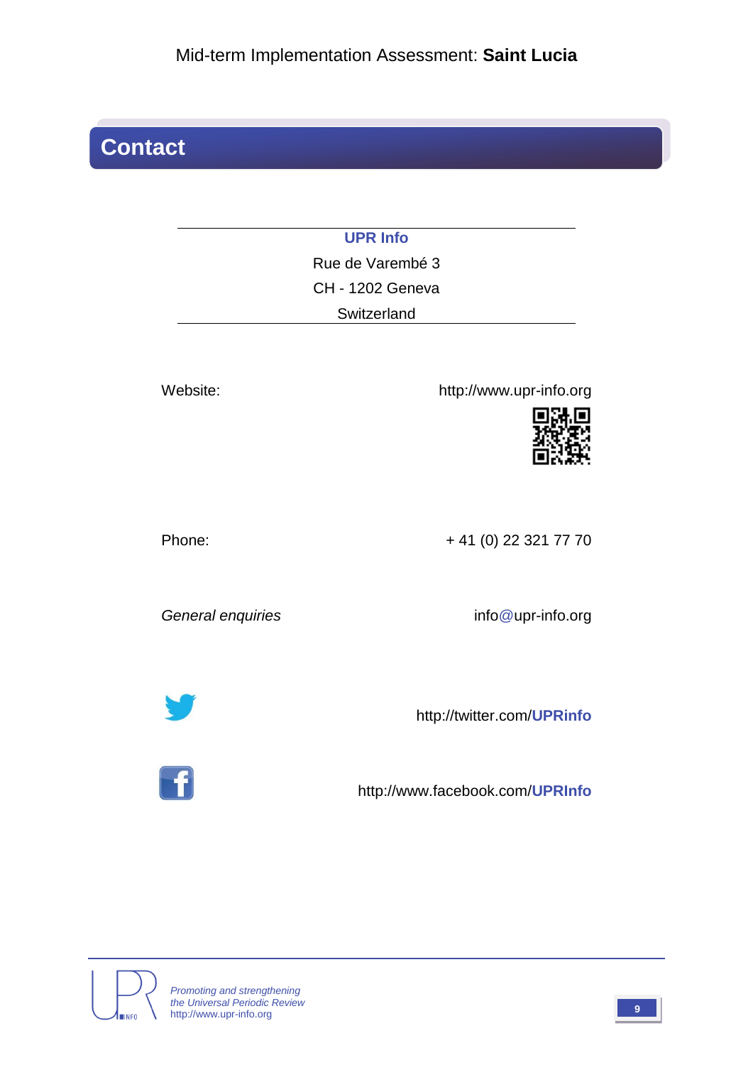# Contact

**UPR Info**
Rue de Varembé 3
CH - 1202 Geneva
Switzerland

| | |
|---|---|
| Website: | http://www.upr-info.org |
| Phone: | + 41 (0) 22 321 77 70 |
| *General enquiries* | info@upr-info.org |
| | http://twitter.com/**UPRinfo** |
| | http://www.facebook.com/**UPRInfo** |